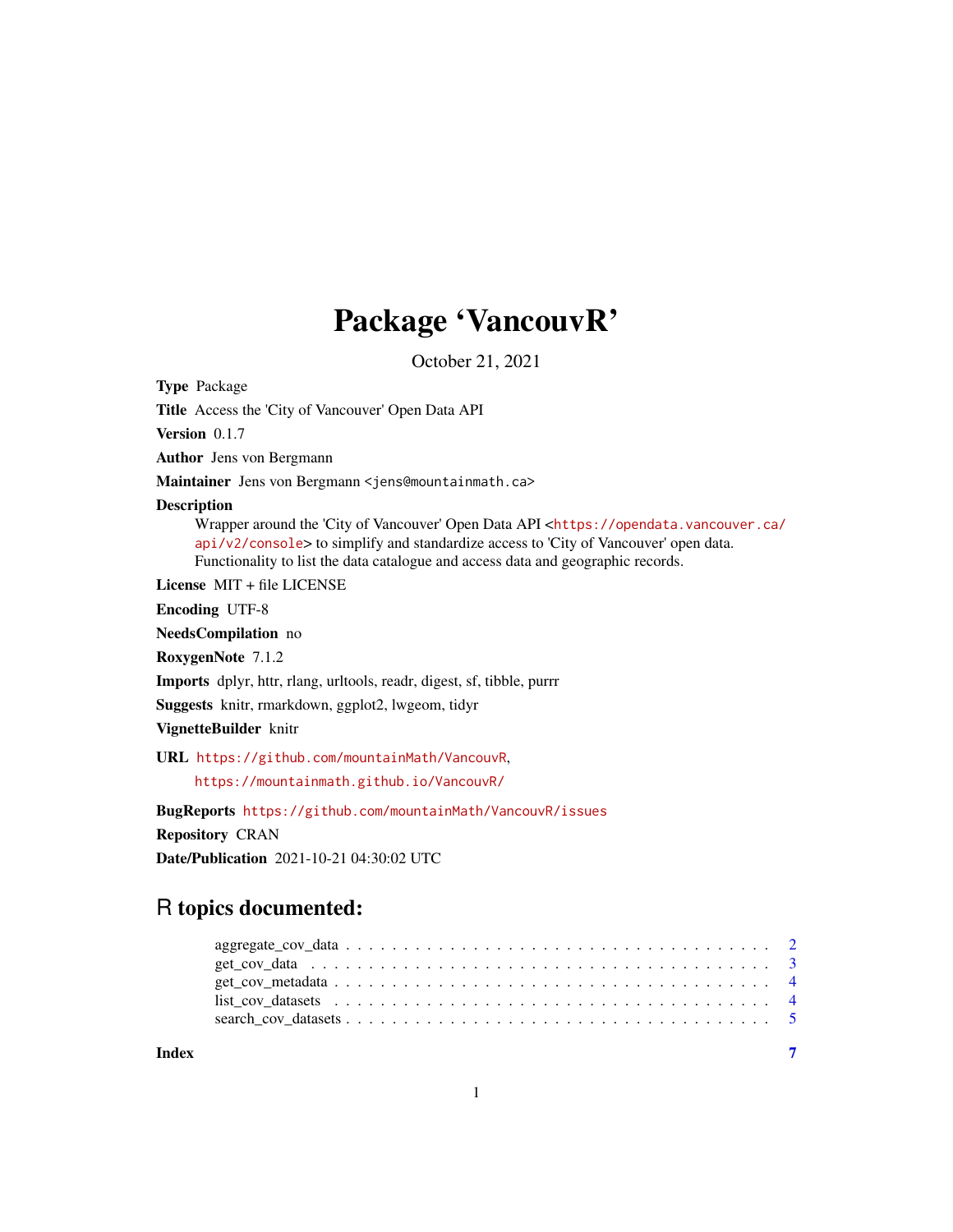# Package 'VancouvR'

October 21, 2021

**Type** Package

**Title** Access the 'City of Vancouver' Open Data API

**Version** 0.1.7

**Author** Jens von Bergmann

**Maintainer** Jens von Bergmann <jens@mountainmath.ca>

**Description**
Wrapper around the 'City of Vancouver' Open Data API <https://opendata.vancouver.ca/api/v2/console> to simplify and standardize access to 'City of Vancouver' open data. Functionality to list the data catalogue and access data and geographic records.

**License** MIT + file LICENSE

**Encoding** UTF-8

**NeedsCompilation** no

**RoxygenNote** 7.1.2

**Imports** dplyr, httr, rlang, urltools, readr, digest, sf, tibble, purrr

**Suggests** knitr, rmarkdown, ggplot2, lwgeom, tidyr

**VignetteBuilder** knitr

**URL** https://github.com/mountainMath/VancouvR,
https://mountainmath.github.io/VancouvR/

**BugReports** https://github.com/mountainMath/VancouvR/issues

**Repository** CRAN

**Date/Publication** 2021-10-21 04:30:02 UTC

## R topics documented:

- aggregate_cov_data . . . . . . . . . . . . . . . . . . . . . . . . . . . . . . . . . . . . 2
- get_cov_data . . . . . . . . . . . . . . . . . . . . . . . . . . . . . . . . . . . . . . . . 3
- get_cov_metadata . . . . . . . . . . . . . . . . . . . . . . . . . . . . . . . . . . . . . 4
- list_cov_datasets . . . . . . . . . . . . . . . . . . . . . . . . . . . . . . . . . . . . . 4
- search_cov_datasets . . . . . . . . . . . . . . . . . . . . . . . . . . . . . . . . . . . 5

**Index** 7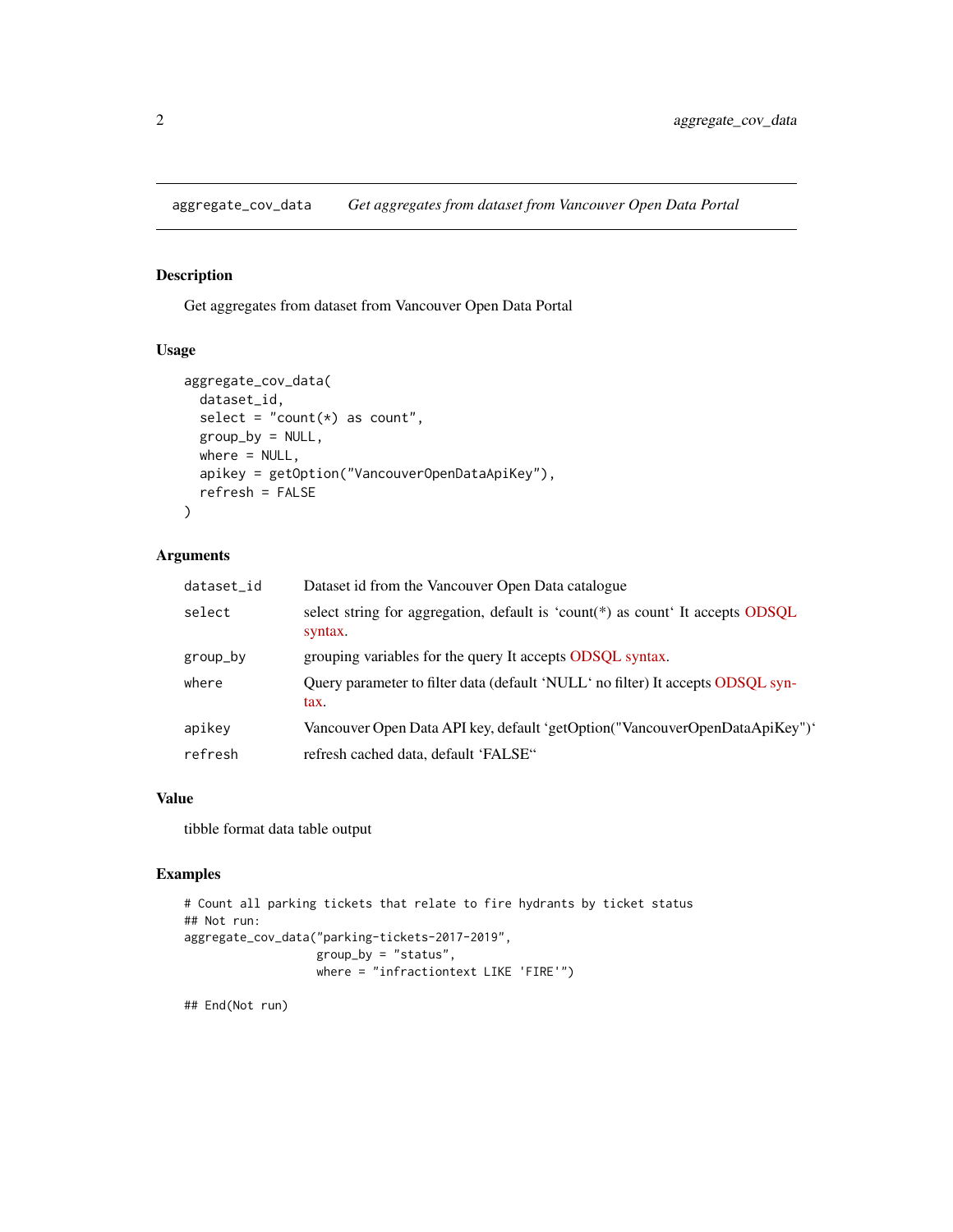aggregate_cov_data *Get aggregates from dataset from Vancouver Open Data Portal*

## Description

Get aggregates from dataset from Vancouver Open Data Portal

## Usage

```
aggregate_cov_data(
  dataset_id,
  select = "count(*) as count",
  group_by = NULL,
  where = NULL,
  apikey = getOption("VancouverOpenDataApiKey"),
  refresh = FALSE
)
```

## Arguments

| | |
|---|---|
| dataset_id | Dataset id from the Vancouver Open Data catalogue |
| select | select string for aggregation, default is ‘count(*) as count‘ It accepts ODSQL syntax. |
| group_by | grouping variables for the query It accepts ODSQL syntax. |
| where | Query parameter to filter data (default ‘NULL‘ no filter) It accepts ODSQL syntax. |
| apikey | Vancouver Open Data API key, default ‘getOption("VancouverOpenDataApiKey")‘ |
| refresh | refresh cached data, default ‘FALSE“ |

## Value

tibble format data table output

## Examples

```
# Count all parking tickets that relate to fire hydrants by ticket status
## Not run:
aggregate_cov_data("parking-tickets-2017-2019",
                   group_by = "status",
                   where = "infractiontext LIKE 'FIRE'")

## End(Not run)
```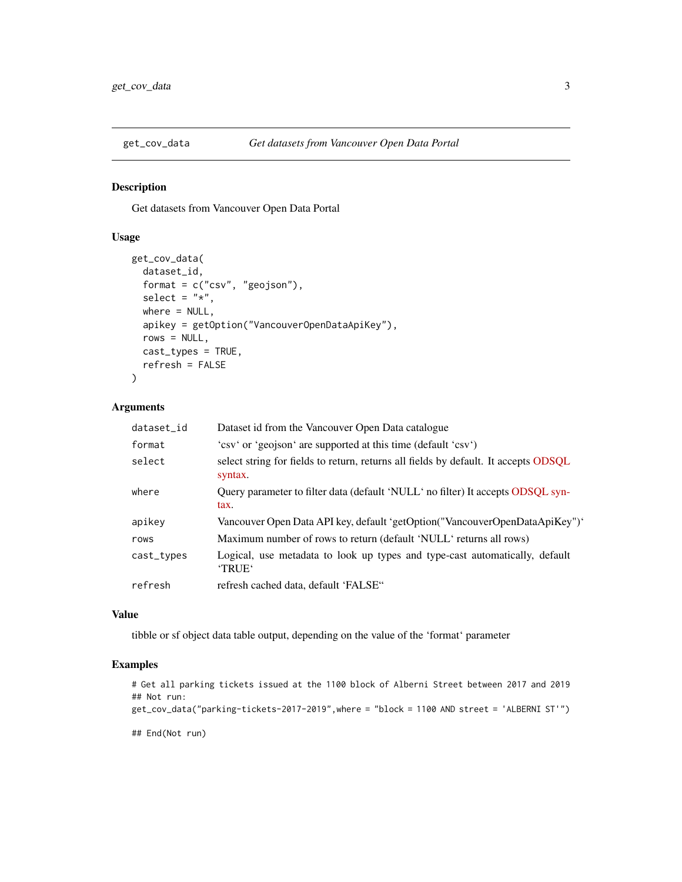## get_cov_data — *Get datasets from Vancouver Open Data Portal*

### Description

Get datasets from Vancouver Open Data Portal

### Usage

```
get_cov_data(
  dataset_id,
  format = c("csv", "geojson"),
  select = "*",
  where = NULL,
  apikey = getOption("VancouverOpenDataApiKey"),
  rows = NULL,
  cast_types = TRUE,
  refresh = FALSE
)
```

### Arguments

| | |
|---|---|
| `dataset_id` | Dataset id from the Vancouver Open Data catalogue |
| `format` | 'csv' or 'geojson' are supported at this time (default 'csv') |
| `select` | select string for fields to return, returns all fields by default. It accepts ODSQL syntax. |
| `where` | Query parameter to filter data (default 'NULL' no filter) It accepts ODSQL syntax. |
| `apikey` | Vancouver Open Data API key, default 'getOption("VancouverOpenDataApiKey")' |
| `rows` | Maximum number of rows to return (default 'NULL' returns all rows) |
| `cast_types` | Logical, use metadata to look up types and type-cast automatically, default 'TRUE' |
| `refresh` | refresh cached data, default 'FALSE'' |

### Value

tibble or sf object data table output, depending on the value of the 'format' parameter

### Examples

```
# Get all parking tickets issued at the 1100 block of Alberni Street between 2017 and 2019
## Not run:
get_cov_data("parking-tickets-2017-2019",where = "block = 1100 AND street = 'ALBERNI ST'")

## End(Not run)
```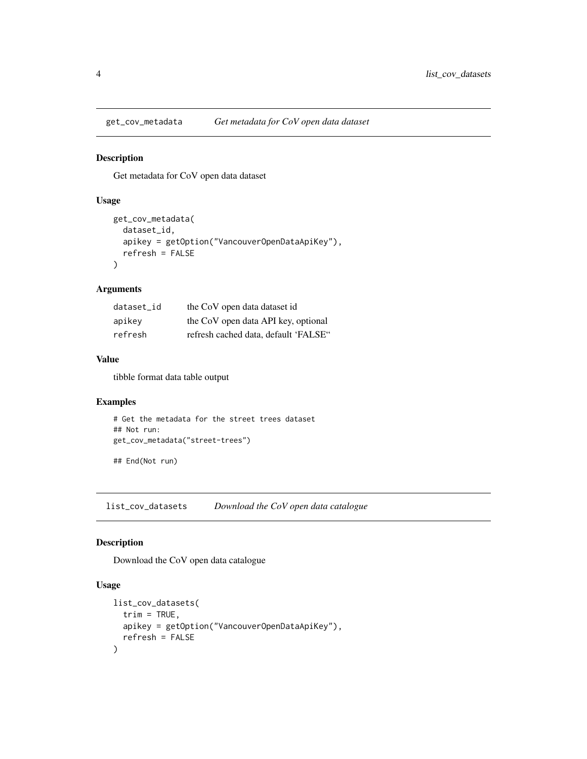## get_cov_metadata *Get metadata for CoV open data dataset*

### Description

Get metadata for CoV open data dataset

### Usage

```
get_cov_metadata(
  dataset_id,
  apikey = getOption("VancouverOpenDataApiKey"),
  refresh = FALSE
)
```

### Arguments

| | |
|---|---|
| dataset_id | the CoV open data dataset id |
| apikey | the CoV open data API key, optional |
| refresh | refresh cached data, default 'FALSE" |

### Value

tibble format data table output

### Examples

```
# Get the metadata for the street trees dataset
## Not run:
get_cov_metadata("street-trees")

## End(Not run)
```

## list_cov_datasets *Download the CoV open data catalogue*

### Description

Download the CoV open data catalogue

### Usage

```
list_cov_datasets(
  trim = TRUE,
  apikey = getOption("VancouverOpenDataApiKey"),
  refresh = FALSE
)
```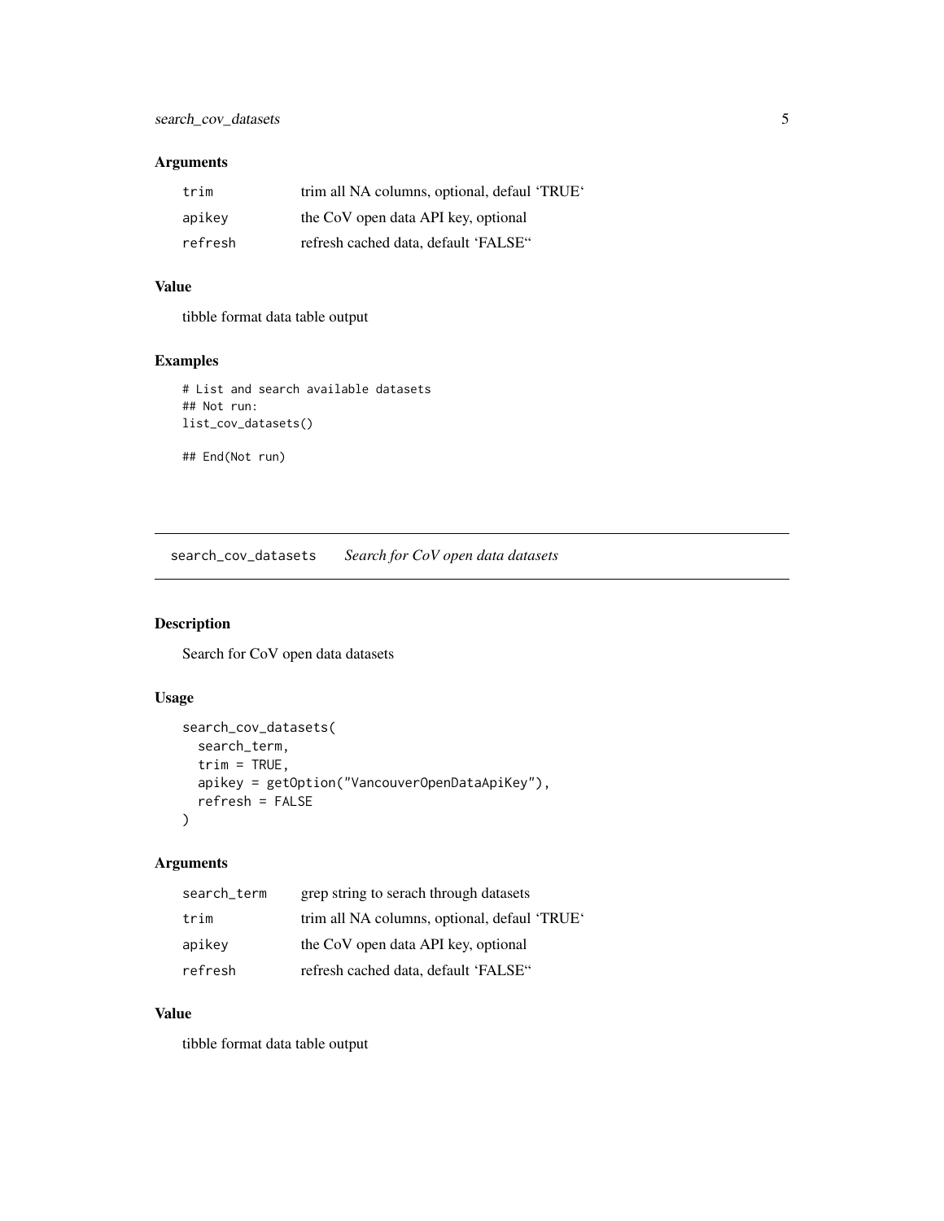### Arguments

| | |
|---|---|
| `trim` | trim all NA columns, optional, defaul 'TRUE' |
| `apikey` | the CoV open data API key, optional |
| `refresh` | refresh cached data, default 'FALSE" |

### Value

tibble format data table output

### Examples

```
# List and search available datasets
## Not run:
list_cov_datasets()

## End(Not run)
```

---

## search_cov_datasets    *Search for CoV open data datasets*

---

### Description

Search for CoV open data datasets

### Usage

```
search_cov_datasets(
  search_term,
  trim = TRUE,
  apikey = getOption("VancouverOpenDataApiKey"),
  refresh = FALSE
)
```

### Arguments

| | |
|---|---|
| `search_term` | grep string to serach through datasets |
| `trim` | trim all NA columns, optional, defaul 'TRUE' |
| `apikey` | the CoV open data API key, optional |
| `refresh` | refresh cached data, default 'FALSE" |

### Value

tibble format data table output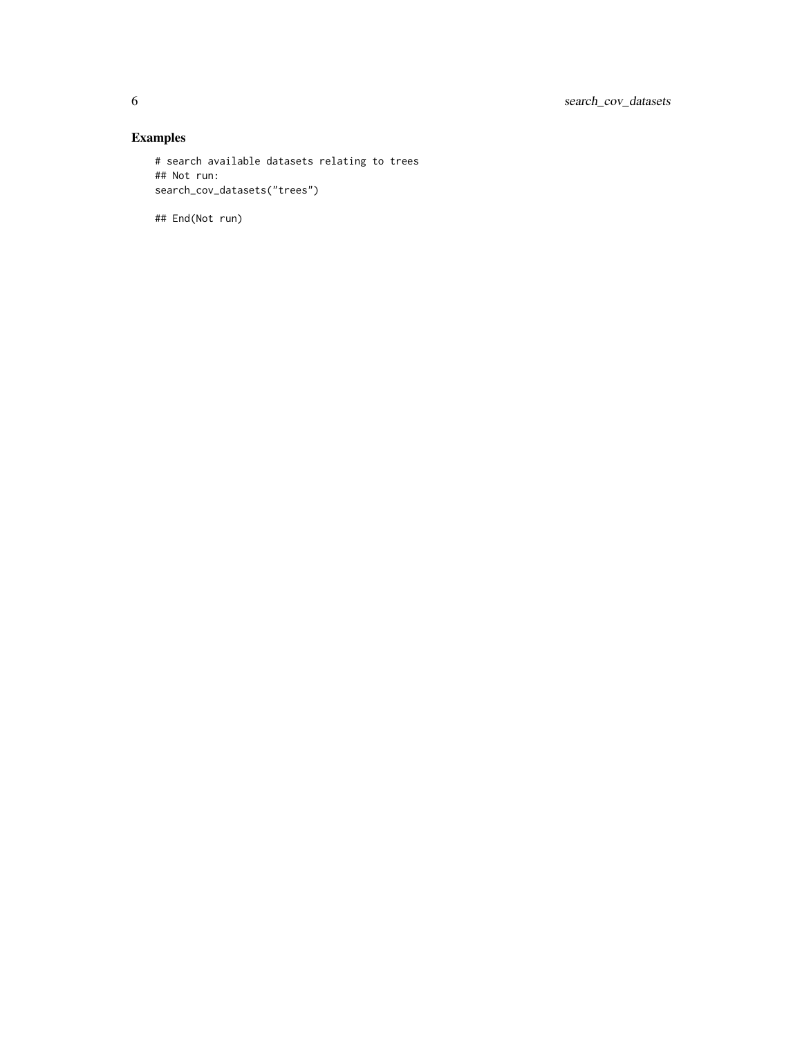## Examples

```
# search available datasets relating to trees
## Not run:
search_cov_datasets("trees")

## End(Not run)
```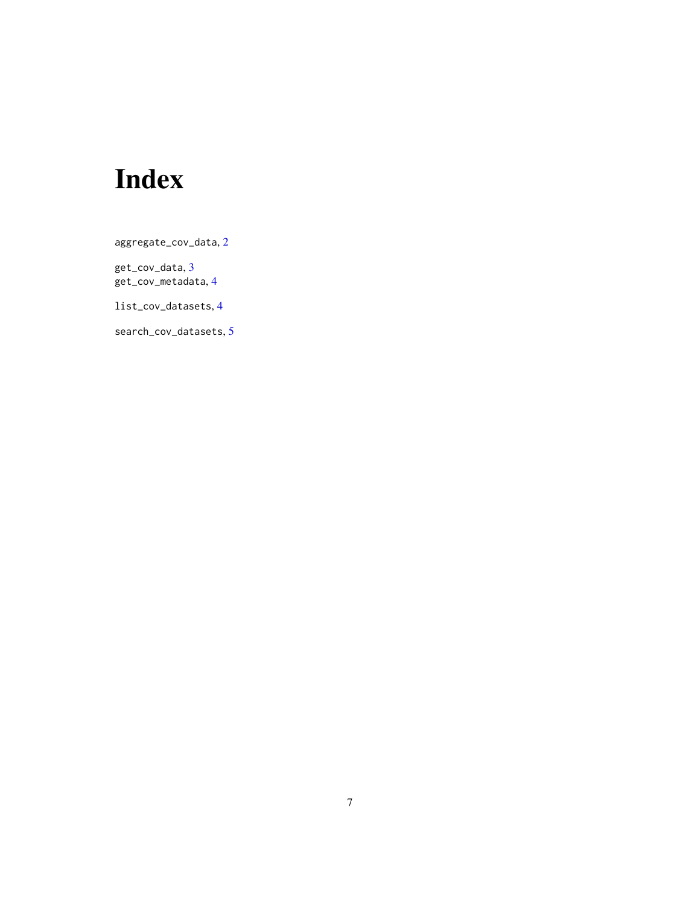# Index

aggregate_cov_data, 2

get_cov_data, 3
get_cov_metadata, 4

list_cov_datasets, 4

search_cov_datasets, 5